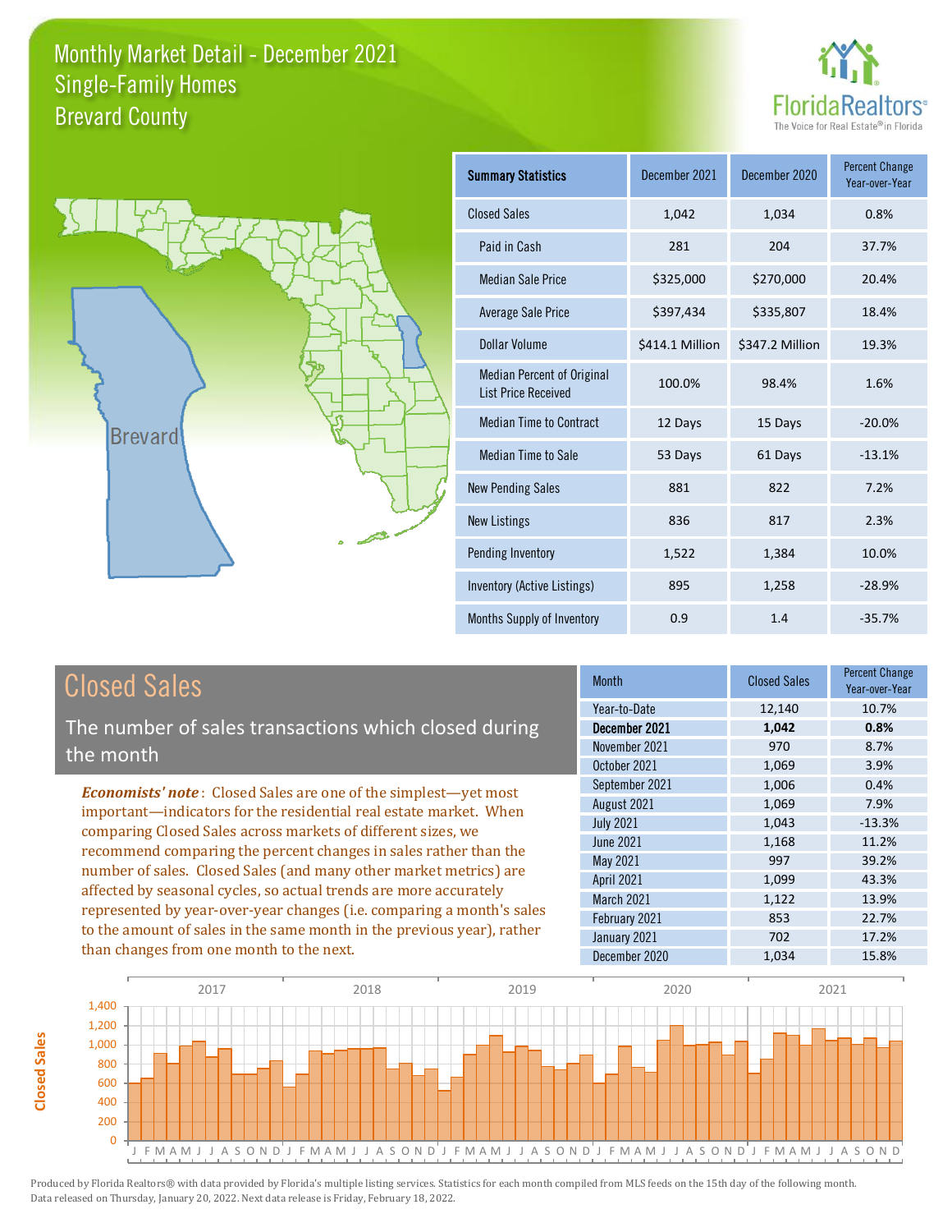# Monthly Market Detail - December 2021
## Single-Family Homes
## Brevard County

FloridaRealtors®
The Voice for Real Estate® in Florida

Brevard

| Summary Statistics | December 2021 | December 2020 | Percent Change Year-over-Year |
|---|---|---|---|
| Closed Sales | 1,042 | 1,034 | 0.8% |
| Paid in Cash | 281 | 204 | 37.7% |
| Median Sale Price | $325,000 | $270,000 | 20.4% |
| Average Sale Price | $397,434 | $335,807 | 18.4% |
| Dollar Volume | $414.1 Million | $347.2 Million | 19.3% |
| Median Percent of Original List Price Received | 100.0% | 98.4% | 1.6% |
| Median Time to Contract | 12 Days | 15 Days | -20.0% |
| Median Time to Sale | 53 Days | 61 Days | -13.1% |
| New Pending Sales | 881 | 822 | 7.2% |
| New Listings | 836 | 817 | 2.3% |
| Pending Inventory | 1,522 | 1,384 | 10.0% |
| Inventory (Active Listings) | 895 | 1,258 | -28.9% |
| Months Supply of Inventory | 0.9 | 1.4 | -35.7% |

## Closed Sales

The number of sales transactions which closed during the month

*Economists' note*: Closed Sales are one of the simplest—yet most important—indicators for the residential real estate market. When comparing Closed Sales across markets of different sizes, we recommend comparing the percent changes in sales rather than the number of sales. Closed Sales (and many other market metrics) are affected by seasonal cycles, so actual trends are more accurately represented by year-over-year changes (i.e. comparing a month's sales to the amount of sales in the same month in the previous year), rather than changes from one month to the next.

| Month | Closed Sales | Percent Change Year-over-Year |
|---|---|---|
| Year-to-Date | 12,140 | 10.7% |
| **December 2021** | **1,042** | **0.8%** |
| November 2021 | 970 | 8.7% |
| October 2021 | 1,069 | 3.9% |
| September 2021 | 1,006 | 0.4% |
| August 2021 | 1,069 | 7.9% |
| July 2021 | 1,043 | -13.3% |
| June 2021 | 1,168 | 11.2% |
| May 2021 | 997 | 39.2% |
| April 2021 | 1,099 | 43.3% |
| March 2021 | 1,122 | 13.9% |
| February 2021 | 853 | 22.7% |
| January 2021 | 702 | 17.2% |
| December 2020 | 1,034 | 15.8% |

Closed Sales

2017 2018 2019 2020 2021

1,400
1,200
1,000
800
600
400
200
0

J F M A M J J A S O N D J F M A M J J A S O N D J F M A M J J A S O N D J F M A M J J A S O N D J F M A M J J A S O N D

Produced by Florida Realtors® with data provided by Florida's multiple listing services. Statistics for each month compiled from MLS feeds on the 15th day of the following month. Data released on Thursday, January 20, 2022. Next data release is Friday, February 18, 2022.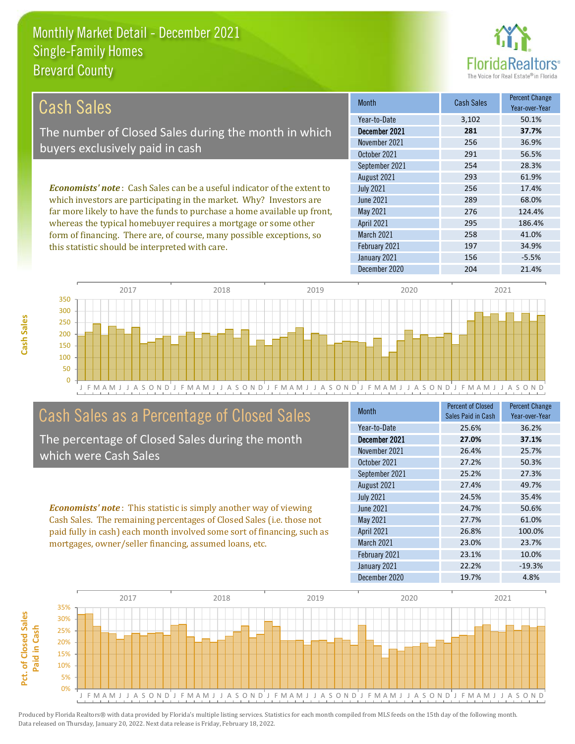Monthly Market Detail - December 2021
Single-Family Homes
Brevard County

## Cash Sales

The number of Closed Sales during the month in which buyers exclusively paid in cash

*Economists' note*: Cash Sales can be a useful indicator of the extent to which investors are participating in the market. Why? Investors are far more likely to have the funds to purchase a home available up front, whereas the typical homebuyer requires a mortgage or some other form of financing. There are, of course, many possible exceptions, so this statistic should be interpreted with care.

| Month | Cash Sales | Percent Change Year-over-Year |
|---|---|---|
| Year-to-Date | 3,102 | 50.1% |
| **December 2021** | **281** | **37.7%** |
| November 2021 | 256 | 36.9% |
| October 2021 | 291 | 56.5% |
| September 2021 | 254 | 28.3% |
| August 2021 | 293 | 61.9% |
| July 2021 | 256 | 17.4% |
| June 2021 | 289 | 68.0% |
| May 2021 | 276 | 124.4% |
| April 2021 | 295 | 186.4% |
| March 2021 | 258 | 41.0% |
| February 2021 | 197 | 34.9% |
| January 2021 | 156 | -5.5% |
| December 2020 | 204 | 21.4% |

Cash Sales
2017 2018 2019 2020 2021
0 50 100 150 200 250 300 350
J F M A M J J A S O N D J F M A M J J A S O N D J F M A M J J A S O N D J F M A M J J A S O N D J F M A M J J A S O N D

## Cash Sales as a Percentage of Closed Sales

The percentage of Closed Sales during the month which were Cash Sales

*Economists' note*: This statistic is simply another way of viewing Cash Sales. The remaining percentages of Closed Sales (i.e. those not paid fully in cash) each month involved some sort of financing, such as mortgages, owner/seller financing, assumed loans, etc.

| Month | Percent of Closed Sales Paid in Cash | Percent Change Year-over-Year |
|---|---|---|
| Year-to-Date | 25.6% | 36.2% |
| **December 2021** | **27.0%** | **37.1%** |
| November 2021 | 26.4% | 25.7% |
| October 2021 | 27.2% | 50.3% |
| September 2021 | 25.2% | 27.3% |
| August 2021 | 27.4% | 49.7% |
| July 2021 | 24.5% | 35.4% |
| June 2021 | 24.7% | 50.6% |
| May 2021 | 27.7% | 61.0% |
| April 2021 | 26.8% | 100.0% |
| March 2021 | 23.0% | 23.7% |
| February 2021 | 23.1% | 10.0% |
| January 2021 | 22.2% | -19.3% |
| December 2020 | 19.7% | 4.8% |

Pct. of Closed Sales Paid in Cash
2017 2018 2019 2020 2021
0% 5% 10% 15% 20% 25% 30% 35%
J F M A M J J A S O N D J F M A M J J A S O N D J F M A M J J A S O N D J F M A M J J A S O N D J F M A M J J A S O N D

Produced by Florida Realtors® with data provided by Florida's multiple listing services. Statistics for each month compiled from MLS feeds on the 15th day of the following month. Data released on Thursday, January 20, 2022. Next data release is Friday, February 18, 2022.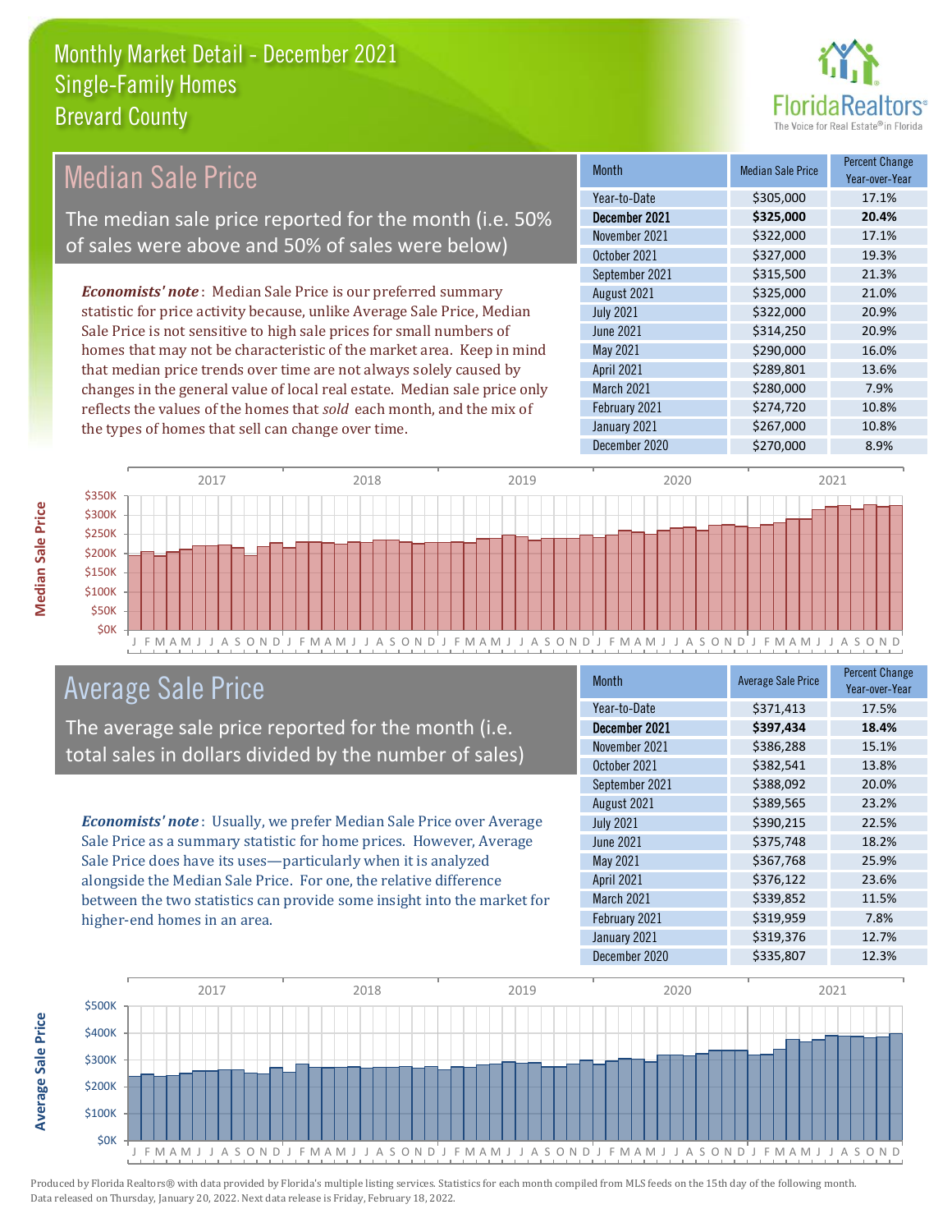# Monthly Market Detail - December 2021
## Single-Family Homes
## Brevard County

FloridaRealtors®
The Voice for Real Estate® in Florida

## Median Sale Price

The median sale price reported for the month (i.e. 50% of sales were above and 50% of sales were below)

*Economists' note*: Median Sale Price is our preferred summary statistic for price activity because, unlike Average Sale Price, Median Sale Price is not sensitive to high sale prices for small numbers of homes that may not be characteristic of the market area. Keep in mind that median price trends over time are not always solely caused by changes in the general value of local real estate. Median sale price only reflects the values of the homes that *sold* each month, and the mix of the types of homes that sell can change over time.

| Month | Median Sale Price | Percent Change Year-over-Year |
|---|---|---|
| Year-to-Date | $305,000 | 17.1% |
| **December 2021** | **$325,000** | **20.4%** |
| November 2021 | $322,000 | 17.1% |
| October 2021 | $327,000 | 19.3% |
| September 2021 | $315,500 | 21.3% |
| August 2021 | $325,000 | 21.0% |
| July 2021 | $322,000 | 20.9% |
| June 2021 | $314,250 | 20.9% |
| May 2021 | $290,000 | 16.0% |
| April 2021 | $289,801 | 13.6% |
| March 2021 | $280,000 | 7.9% |
| February 2021 | $274,720 | 10.8% |
| January 2021 | $267,000 | 10.8% |
| December 2020 | $270,000 | 8.9% |

Median Sale Price

2017 2018 2019 2020 2021

$350K $300K $250K $200K $150K $100K $50K $0K

J F M A M J J A S O N D J F M A M J J A S O N D J F M A M J J A S O N D J F M A M J J A S O N D J F M A M J J A S O N D

## Average Sale Price

The average sale price reported for the month (i.e. total sales in dollars divided by the number of sales)

*Economists' note*: Usually, we prefer Median Sale Price over Average Sale Price as a summary statistic for home prices. However, Average Sale Price does have its uses—particularly when it is analyzed alongside the Median Sale Price. For one, the relative difference between the two statistics can provide some insight into the market for higher-end homes in an area.

| Month | Average Sale Price | Percent Change Year-over-Year |
|---|---|---|
| Year-to-Date | $371,413 | 17.5% |
| **December 2021** | **$397,434** | **18.4%** |
| November 2021 | $386,288 | 15.1% |
| October 2021 | $382,541 | 13.8% |
| September 2021 | $388,092 | 20.0% |
| August 2021 | $389,565 | 23.2% |
| July 2021 | $390,215 | 22.5% |
| June 2021 | $375,748 | 18.2% |
| May 2021 | $367,768 | 25.9% |
| April 2021 | $376,122 | 23.6% |
| March 2021 | $339,852 | 11.5% |
| February 2021 | $319,959 | 7.8% |
| January 2021 | $319,376 | 12.7% |
| December 2020 | $335,807 | 12.3% |

Average Sale Price

2017 2018 2019 2020 2021

$500K $400K $300K $200K $100K $0K

J F M A M J J A S O N D J F M A M J J A S O N D J F M A M J J A S O N D J F M A M J J A S O N D J F M A M J J A S O N D

Produced by Florida Realtors® with data provided by Florida's multiple listing services. Statistics for each month compiled from MLS feeds on the 15th day of the following month. Data released on Thursday, January 20, 2022. Next data release is Friday, February 18, 2022.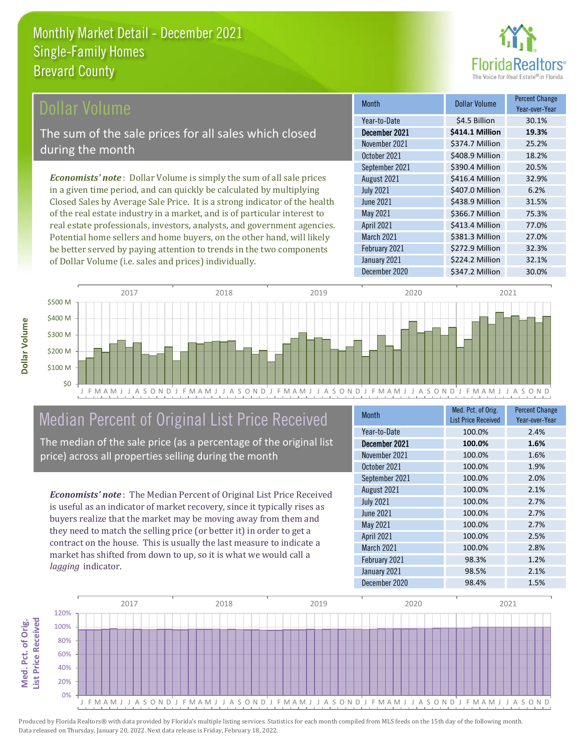# Monthly Market Detail - December 2021
## Single-Family Homes
## Brevard County

## Dollar Volume

The sum of the sale prices for all sales which closed during the month

*Economists' note*: Dollar Volume is simply the sum of all sale prices in a given time period, and can quickly be calculated by multiplying Closed Sales by Average Sale Price. It is a strong indicator of the health of the real estate industry in a market, and is of particular interest to real estate professionals, investors, analysts, and government agencies. Potential home sellers and home buyers, on the other hand, will likely be better served by paying attention to trends in the two components of Dollar Volume (i.e. sales and prices) individually.

| Month | Dollar Volume | Percent Change Year-over-Year |
|---|---|---|
| Year-to-Date | $4.5 Billion | 30.1% |
| **December 2021** | **$414.1 Million** | **19.3%** |
| November 2021 | $374.7 Million | 25.2% |
| October 2021 | $408.9 Million | 18.2% |
| September 2021 | $390.4 Million | 20.5% |
| August 2021 | $416.4 Million | 32.9% |
| July 2021 | $407.0 Million | 6.2% |
| June 2021 | $438.9 Million | 31.5% |
| May 2021 | $366.7 Million | 75.3% |
| April 2021 | $413.4 Million | 77.0% |
| March 2021 | $381.3 Million | 27.0% |
| February 2021 | $272.9 Million | 32.3% |
| January 2021 | $224.2 Million | 32.1% |
| December 2020 | $347.2 Million | 30.0% |

Dollar Volume

$500 M
$400 M
$300 M
$200 M
$100 M
$0

2017 2018 2019 2020 2021

J F M A M J J A S O N D J F M A M J J A S O N D J F M A M J J A S O N D J F M A M J J A S O N D J F M A M J J A S O N D

## Median Percent of Original List Price Received

The median of the sale price (as a percentage of the original list price) across all properties selling during the month

*Economists' note*: The Median Percent of Original List Price Received is useful as an indicator of market recovery, since it typically rises as buyers realize that the market may be moving away from them and they need to match the selling price (or better it) in order to get a contract on the house. This is usually the last measure to indicate a market has shifted from down to up, so it is what we would call a *lagging* indicator.

| Month | Med. Pct. of Orig. List Price Received | Percent Change Year-over-Year |
|---|---|---|
| Year-to-Date | 100.0% | 2.4% |
| **December 2021** | **100.0%** | **1.6%** |
| November 2021 | 100.0% | 1.6% |
| October 2021 | 100.0% | 1.9% |
| September 2021 | 100.0% | 2.0% |
| August 2021 | 100.0% | 2.1% |
| July 2021 | 100.0% | 2.7% |
| June 2021 | 100.0% | 2.7% |
| May 2021 | 100.0% | 2.7% |
| April 2021 | 100.0% | 2.5% |
| March 2021 | 100.0% | 2.8% |
| February 2021 | 98.3% | 1.2% |
| January 2021 | 98.5% | 2.1% |
| December 2020 | 98.4% | 1.5% |

Med. Pct. of Orig. List Price Received

120%
100%
80%
60%
40%
20%
0%

2017 2018 2019 2020 2021

J F M A M J J A S O N D J F M A M J J A S O N D J F M A M J J A S O N D J F M A M J J A S O N D J F M A M J J A S O N D

Produced by Florida Realtors® with data provided by Florida's multiple listing services. Statistics for each month compiled from MLS feeds on the 15th day of the following month. Data released on Thursday, January 20, 2022. Next data release is Friday, February 18, 2022.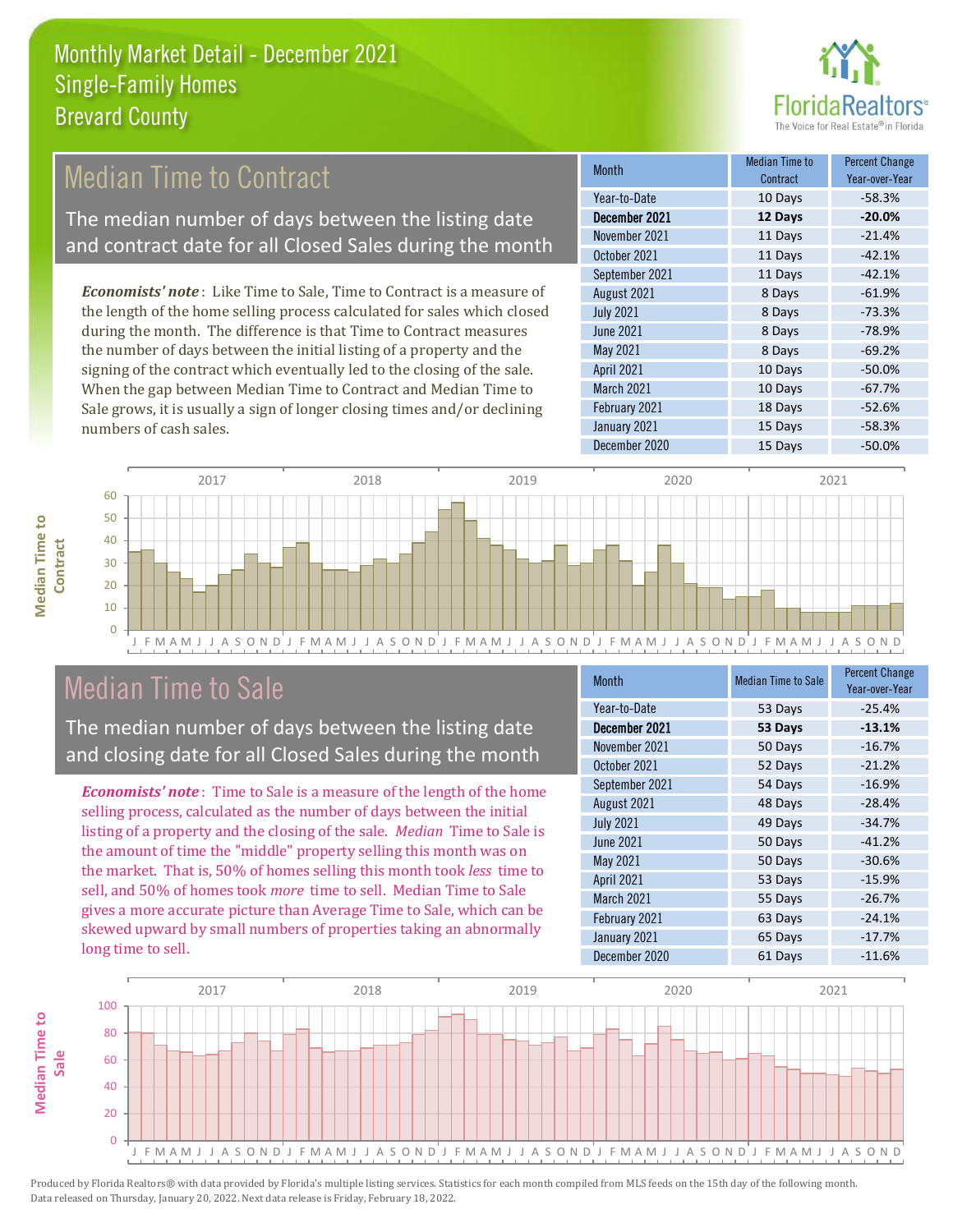# Monthly Market Detail - December 2021
## Single-Family Homes
## Brevard County

FloridaRealtors®
The Voice for Real Estate® in Florida

## Median Time to Contract

The median number of days between the listing date and contract date for all Closed Sales during the month

*Economists' note*: Like Time to Sale, Time to Contract is a measure of the length of the home selling process calculated for sales which closed during the month. The difference is that Time to Contract measures the number of days between the initial listing of a property and the signing of the contract which eventually led to the closing of the sale. When the gap between Median Time to Contract and Median Time to Sale grows, it is usually a sign of longer closing times and/or declining numbers of cash sales.

| Month | Median Time to Contract | Percent Change Year-over-Year |
|---|---|---|
| Year-to-Date | 10 Days | -58.3% |
| **December 2021** | **12 Days** | **-20.0%** |
| November 2021 | 11 Days | -21.4% |
| October 2021 | 11 Days | -42.1% |
| September 2021 | 11 Days | -42.1% |
| August 2021 | 8 Days | -61.9% |
| July 2021 | 8 Days | -73.3% |
| June 2021 | 8 Days | -78.9% |
| May 2021 | 8 Days | -69.2% |
| April 2021 | 10 Days | -50.0% |
| March 2021 | 10 Days | -67.7% |
| February 2021 | 18 Days | -52.6% |
| January 2021 | 15 Days | -58.3% |
| December 2020 | 15 Days | -50.0% |

Median Time to Contract

2017 2018 2019 2020 2021

0 10 20 30 40 50 60

J F M A M J J A S O N D J F M A M J J A S O N D J F M A M J J A S O N D J F M A M J J A S O N D J F M A M J J A S O N D

## Median Time to Sale

The median number of days between the listing date and closing date for all Closed Sales during the month

*Economists' note*: Time to Sale is a measure of the length of the home selling process, calculated as the number of days between the initial listing of a property and the closing of the sale. *Median* Time to Sale is the amount of time the "middle" property selling this month was on the market. That is, 50% of homes selling this month took *less* time to sell, and 50% of homes took *more* time to sell. Median Time to Sale gives a more accurate picture than Average Time to Sale, which can be skewed upward by small numbers of properties taking an abnormally long time to sell.

| Month | Median Time to Sale | Percent Change Year-over-Year |
|---|---|---|
| Year-to-Date | 53 Days | -25.4% |
| **December 2021** | **53 Days** | **-13.1%** |
| November 2021 | 50 Days | -16.7% |
| October 2021 | 52 Days | -21.2% |
| September 2021 | 54 Days | -16.9% |
| August 2021 | 48 Days | -28.4% |
| July 2021 | 49 Days | -34.7% |
| June 2021 | 50 Days | -41.2% |
| May 2021 | 50 Days | -30.6% |
| April 2021 | 53 Days | -15.9% |
| March 2021 | 55 Days | -26.7% |
| February 2021 | 63 Days | -24.1% |
| January 2021 | 65 Days | -17.7% |
| December 2020 | 61 Days | -11.6% |

Median Time to Sale

2017 2018 2019 2020 2021

0 20 40 60 80 100

J F M A M J J A S O N D J F M A M J J A S O N D J F M A M J J A S O N D J F M A M J J A S O N D J F M A M J J A S O N D

Produced by Florida Realtors® with data provided by Florida's multiple listing services. Statistics for each month compiled from MLS feeds on the 15th day of the following month. Data released on Thursday, January 20, 2022. Next data release is Friday, February 18, 2022.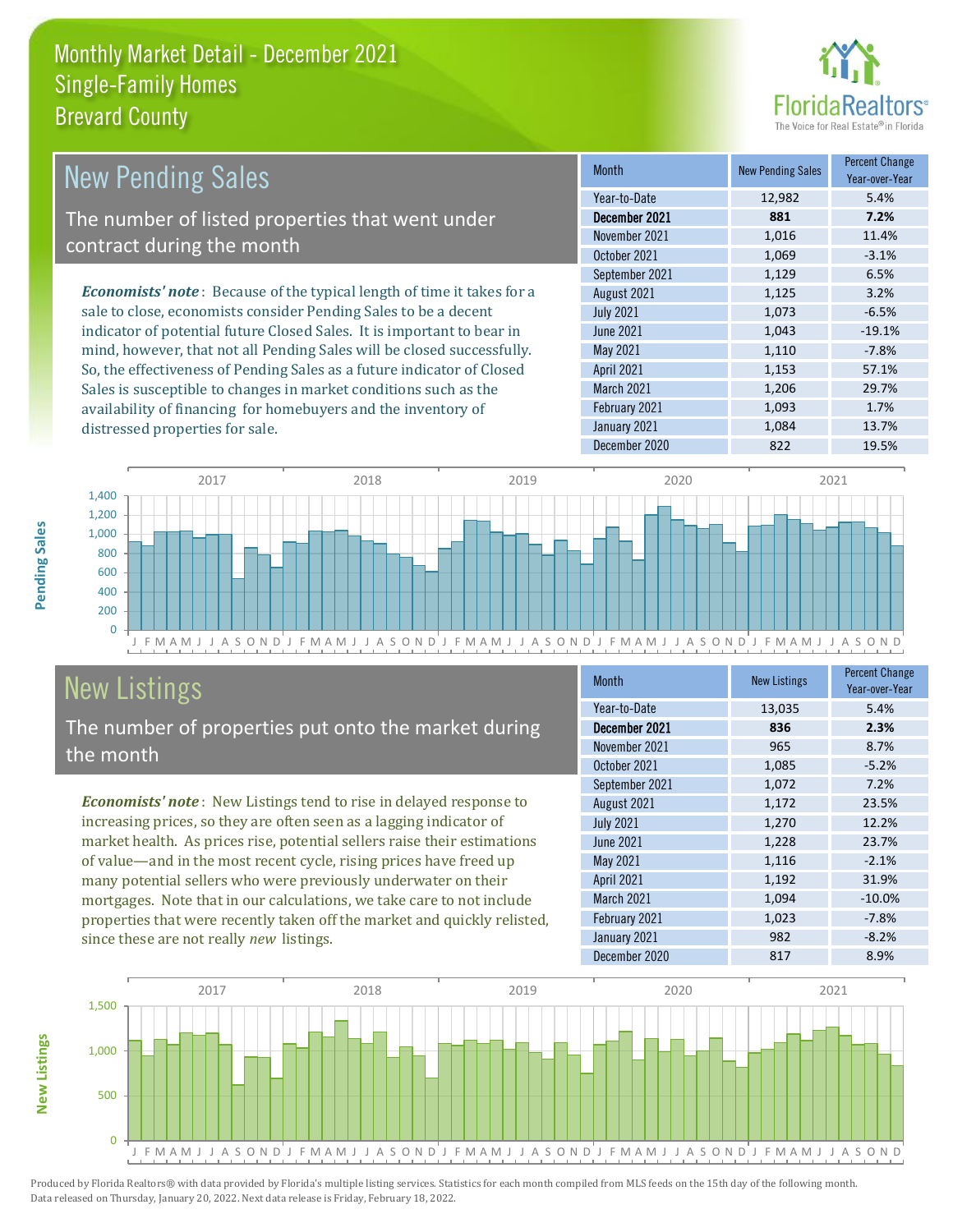# Monthly Market Detail - December 2021
## Single-Family Homes
## Brevard County

## New Pending Sales

The number of listed properties that went under contract during the month

*Economists' note*: Because of the typical length of time it takes for a sale to close, economists consider Pending Sales to be a decent indicator of potential future Closed Sales. It is important to bear in mind, however, that not all Pending Sales will be closed successfully. So, the effectiveness of Pending Sales as a future indicator of Closed Sales is susceptible to changes in market conditions such as the availability of financing for homebuyers and the inventory of distressed properties for sale.

| Month | New Pending Sales | Percent Change Year-over-Year |
|---|---|---|
| Year-to-Date | 12,982 | 5.4% |
| **December 2021** | **881** | **7.2%** |
| November 2021 | 1,016 | 11.4% |
| October 2021 | 1,069 | -3.1% |
| September 2021 | 1,129 | 6.5% |
| August 2021 | 1,125 | 3.2% |
| July 2021 | 1,073 | -6.5% |
| June 2021 | 1,043 | -19.1% |
| May 2021 | 1,110 | -7.8% |
| April 2021 | 1,153 | 57.1% |
| March 2021 | 1,206 | 29.7% |
| February 2021 | 1,093 | 1.7% |
| January 2021 | 1,084 | 13.7% |
| December 2020 | 822 | 19.5% |

Pending Sales

2017 2018 2019 2020 2021

1,400
1,200
1,000
800
600
400
200
0

J F M A M J J A S O N D J F M A M J J A S O N D J F M A M J J A S O N D J F M A M J J A S O N D J F M A M J J A S O N D

## New Listings

The number of properties put onto the market during the month

*Economists' note*: New Listings tend to rise in delayed response to increasing prices, so they are often seen as a lagging indicator of market health. As prices rise, potential sellers raise their estimations of value—and in the most recent cycle, rising prices have freed up many potential sellers who were previously underwater on their mortgages. Note that in our calculations, we take care to not include properties that were recently taken off the market and quickly relisted, since these are not really *new* listings.

| Month | New Listings | Percent Change Year-over-Year |
|---|---|---|
| Year-to-Date | 13,035 | 5.4% |
| **December 2021** | **836** | **2.3%** |
| November 2021 | 965 | 8.7% |
| October 2021 | 1,085 | -5.2% |
| September 2021 | 1,072 | 7.2% |
| August 2021 | 1,172 | 23.5% |
| July 2021 | 1,270 | 12.2% |
| June 2021 | 1,228 | 23.7% |
| May 2021 | 1,116 | -2.1% |
| April 2021 | 1,192 | 31.9% |
| March 2021 | 1,094 | -10.0% |
| February 2021 | 1,023 | -7.8% |
| January 2021 | 982 | -8.2% |
| December 2020 | 817 | 8.9% |

New Listings

2017 2018 2019 2020 2021

1,500
1,000
500
0

J F M A M J J A S O N D J F M A M J J A S O N D J F M A M J J A S O N D J F M A M J J A S O N D J F M A M J J A S O N D

Produced by Florida Realtors® with data provided by Florida's multiple listing services. Statistics for each month compiled from MLS feeds on the 15th day of the following month. Data released on Thursday, January 20, 2022. Next data release is Friday, February 18, 2022.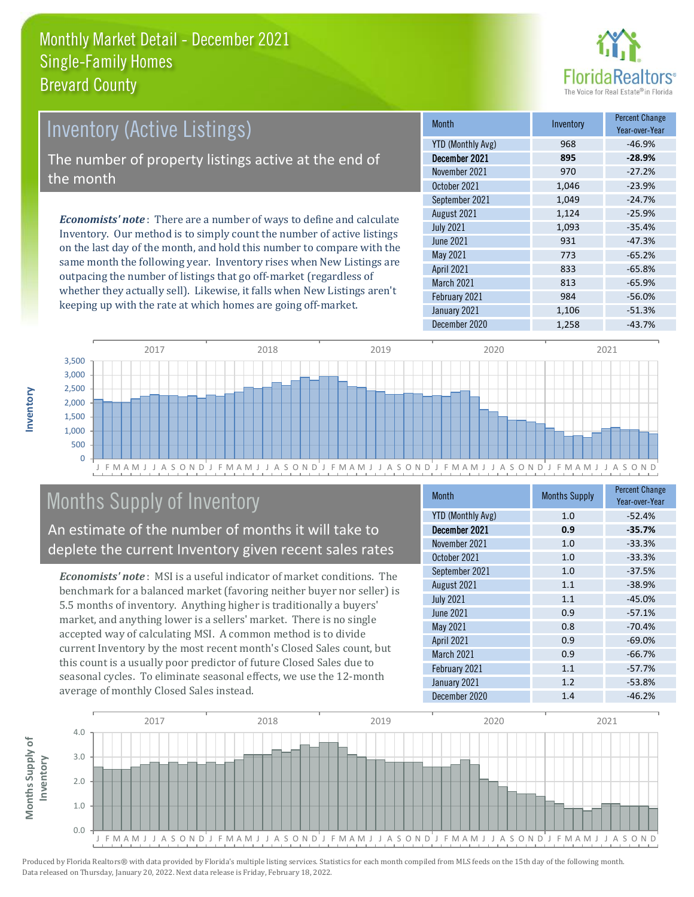# Monthly Market Detail - December 2021
## Single-Family Homes
## Brevard County

## Inventory (Active Listings)

The number of property listings active at the end of the month

***Economists' note***: There are a number of ways to define and calculate Inventory. Our method is to simply count the number of active listings on the last day of the month, and hold this number to compare with the same month the following year. Inventory rises when New Listings are outpacing the number of listings that go off-market (regardless of whether they actually sell). Likewise, it falls when New Listings aren't keeping up with the rate at which homes are going off-market.

| Month | Inventory | Percent Change Year-over-Year |
|---|---|---|
| YTD (Monthly Avg) | 968 | -46.9% |
| **December 2021** | **895** | **-28.9%** |
| November 2021 | 970 | -27.2% |
| October 2021 | 1,046 | -23.9% |
| September 2021 | 1,049 | -24.7% |
| August 2021 | 1,124 | -25.9% |
| July 2021 | 1,093 | -35.4% |
| June 2021 | 931 | -47.3% |
| May 2021 | 773 | -65.2% |
| April 2021 | 833 | -65.8% |
| March 2021 | 813 | -65.9% |
| February 2021 | 984 | -56.0% |
| January 2021 | 1,106 | -51.3% |
| December 2020 | 1,258 | -43.7% |

Inventory

3,500
3,000
2,500
2,000
1,500
1,000
500
0

2017 2018 2019 2020 2021

J F M A M J J A S O N D J F M A M J J A S O N D J F M A M J J A S O N D J F M A M J J A S O N D J F M A M J J A S O N D

## Months Supply of Inventory

An estimate of the number of months it will take to deplete the current Inventory given recent sales rates

***Economists' note***: MSI is a useful indicator of market conditions. The benchmark for a balanced market (favoring neither buyer nor seller) is 5.5 months of inventory. Anything higher is traditionally a buyers' market, and anything lower is a sellers' market. There is no single accepted way of calculating MSI. A common method is to divide current Inventory by the most recent month's Closed Sales count, but this count is a usually poor predictor of future Closed Sales due to seasonal cycles. To eliminate seasonal effects, we use the 12-month average of monthly Closed Sales instead.

| Month | Months Supply | Percent Change Year-over-Year |
|---|---|---|
| YTD (Monthly Avg) | 1.0 | -52.4% |
| **December 2021** | **0.9** | **-35.7%** |
| November 2021 | 1.0 | -33.3% |
| October 2021 | 1.0 | -33.3% |
| September 2021 | 1.0 | -37.5% |
| August 2021 | 1.1 | -38.9% |
| July 2021 | 1.1 | -45.0% |
| June 2021 | 0.9 | -57.1% |
| May 2021 | 0.8 | -70.4% |
| April 2021 | 0.9 | -69.0% |
| March 2021 | 0.9 | -66.7% |
| February 2021 | 1.1 | -57.7% |
| January 2021 | 1.2 | -53.8% |
| December 2020 | 1.4 | -46.2% |

Months Supply of Inventory

4.0
3.0
2.0
1.0
0.0

2017 2018 2019 2020 2021

J F M A M J J A S O N D J F M A M J J A S O N D J F M A M J J A S O N D J F M A M J J A S O N D J F M A M J J A S O N D

Produced by Florida Realtors® with data provided by Florida's multiple listing services. Statistics for each month compiled from MLS feeds on the 15th day of the following month. Data released on Thursday, January 20, 2022. Next data release is Friday, February 18, 2022.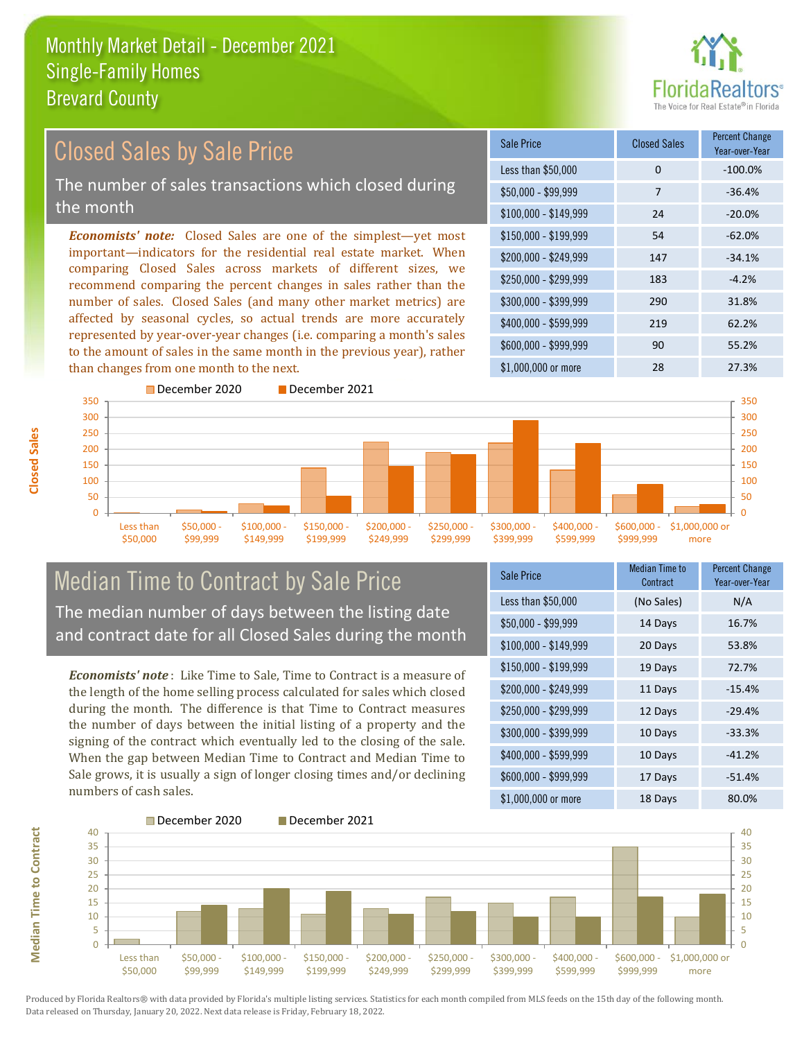# Monthly Market Detail - December 2021
## Single-Family Homes
## Brevard County

FloridaRealtors® The Voice for Real Estate® in Florida

## Closed Sales by Sale Price

The number of sales transactions which closed during the month

***Economists' note:*** Closed Sales are one of the simplest—yet most important—indicators for the residential real estate market. When comparing Closed Sales across markets of different sizes, we recommend comparing the percent changes in sales rather than the number of sales. Closed Sales (and many other market metrics) are affected by seasonal cycles, so actual trends are more accurately represented by year-over-year changes (i.e. comparing a month's sales to the amount of sales in the same month in the previous year), rather than changes from one month to the next.

| Sale Price | Closed Sales | Percent Change Year-over-Year |
|---|---|---|
| Less than $50,000 | 0 | -100.0% |
| $50,000 - $99,999 | 7 | -36.4% |
| $100,000 - $149,999 | 24 | -20.0% |
| $150,000 - $199,999 | 54 | -62.0% |
| $200,000 - $249,999 | 147 | -34.1% |
| $250,000 - $299,999 | 183 | -4.2% |
| $300,000 - $399,999 | 290 | 31.8% |
| $400,000 - $599,999 | 219 | 62.2% |
| $600,000 - $999,999 | 90 | 55.2% |
| $1,000,000 or more | 28 | 27.3% |

December 2020    December 2021

Closed Sales

0 50 100 150 200 250 300 350

Less than $50,000 | $50,000 - $99,999 | $100,000 - $149,999 | $150,000 - $199,999 | $200,000 - $249,999 | $250,000 - $299,999 | $300,000 - $399,999 | $400,000 - $599,999 | $600,000 - $999,999 | $1,000,000 or more

## Median Time to Contract by Sale Price

The median number of days between the listing date and contract date for all Closed Sales during the month

***Economists' note*** : Like Time to Sale, Time to Contract is a measure of the length of the home selling process calculated for sales which closed during the month. The difference is that Time to Contract measures the number of days between the initial listing of a property and the signing of the contract which eventually led to the closing of the sale. When the gap between Median Time to Contract and Median Time to Sale grows, it is usually a sign of longer closing times and/or declining numbers of cash sales.

| Sale Price | Median Time to Contract | Percent Change Year-over-Year |
|---|---|---|
| Less than $50,000 | (No Sales) | N/A |
| $50,000 - $99,999 | 14 Days | 16.7% |
| $100,000 - $149,999 | 20 Days | 53.8% |
| $150,000 - $199,999 | 19 Days | 72.7% |
| $200,000 - $249,999 | 11 Days | -15.4% |
| $250,000 - $299,999 | 12 Days | -29.4% |
| $300,000 - $399,999 | 10 Days | -33.3% |
| $400,000 - $599,999 | 10 Days | -41.2% |
| $600,000 - $999,999 | 17 Days | -51.4% |
| $1,000,000 or more | 18 Days | 80.0% |

December 2020    December 2021

Median Time to Contract

0 5 10 15 20 25 30 35 40

Less than $50,000 | $50,000 - $99,999 | $100,000 - $149,999 | $150,000 - $199,999 | $200,000 - $249,999 | $250,000 - $299,999 | $300,000 - $399,999 | $400,000 - $599,999 | $600,000 - $999,999 | $1,000,000 or more

Produced by Florida Realtors® with data provided by Florida's multiple listing services. Statistics for each month compiled from MLS feeds on the 15th day of the following month. Data released on Thursday, January 20, 2022. Next data release is Friday, February 18, 2022.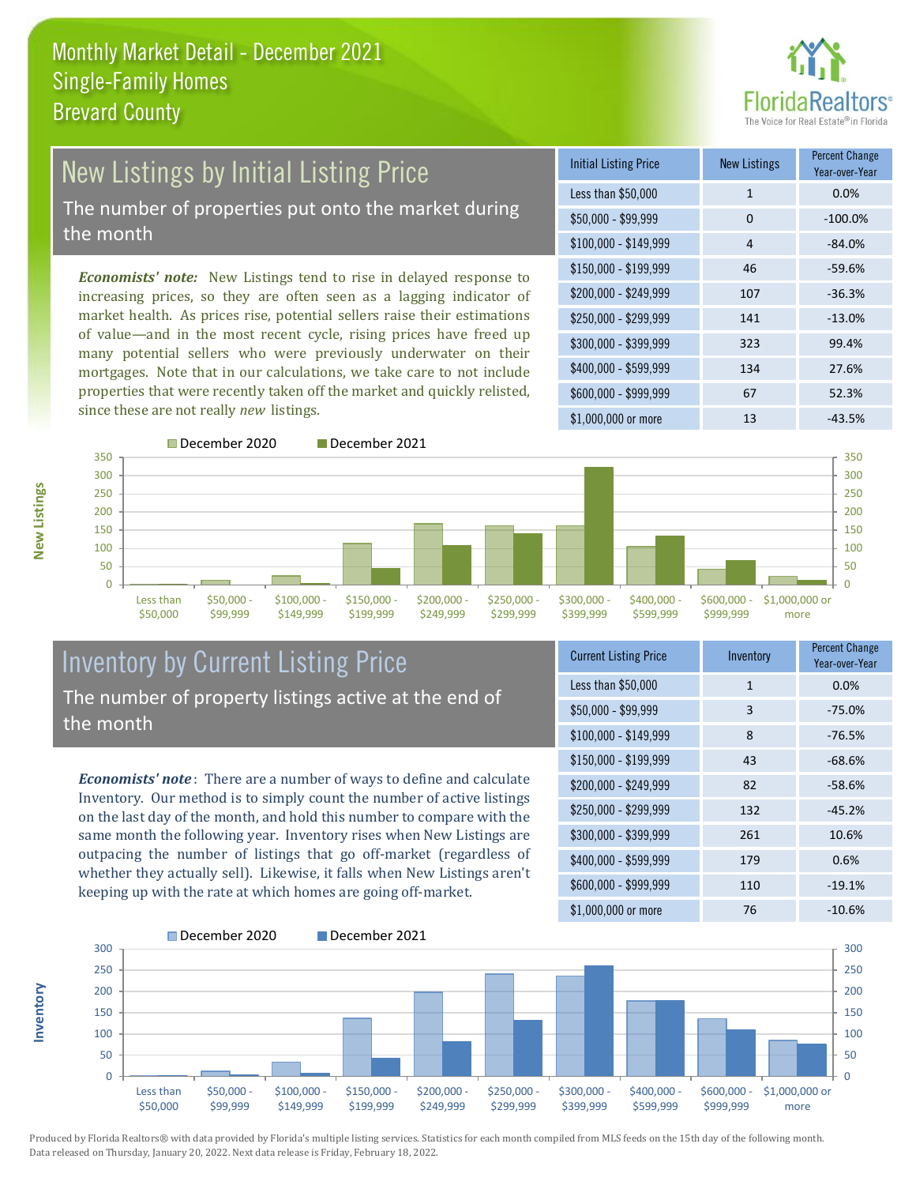# Monthly Market Detail - December 2021
## Single-Family Homes
## Brevard County

## New Listings by Initial Listing Price

The number of properties put onto the market during the month

*Economists' note:* New Listings tend to rise in delayed response to increasing prices, so they are often seen as a lagging indicator of market health. As prices rise, potential sellers raise their estimations of value—and in the most recent cycle, rising prices have freed up many potential sellers who were previously underwater on their mortgages. Note that in our calculations, we take care to not include properties that were recently taken off the market and quickly relisted, since these are not really *new* listings.

| Initial Listing Price | New Listings | Percent Change Year-over-Year |
|---|---|---|
| Less than $50,000 | 1 | 0.0% |
| $50,000 - $99,999 | 0 | -100.0% |
| $100,000 - $149,999 | 4 | -84.0% |
| $150,000 - $199,999 | 46 | -59.6% |
| $200,000 - $249,999 | 107 | -36.3% |
| $250,000 - $299,999 | 141 | -13.0% |
| $300,000 - $399,999 | 323 | 99.4% |
| $400,000 - $599,999 | 134 | 27.6% |
| $600,000 - $999,999 | 67 | 52.3% |
| $1,000,000 or more | 13 | -43.5% |

## Inventory by Current Listing Price

The number of property listings active at the end of the month

*Economists' note*: There are a number of ways to define and calculate Inventory. Our method is to simply count the number of active listings on the last day of the month, and hold this number to compare with the same month the following year. Inventory rises when New Listings are outpacing the number of listings that go off-market (regardless of whether they actually sell). Likewise, it falls when New Listings aren't keeping up with the rate at which homes are going off-market.

| Current Listing Price | Inventory | Percent Change Year-over-Year |
|---|---|---|
| Less than $50,000 | 1 | 0.0% |
| $50,000 - $99,999 | 3 | -75.0% |
| $100,000 - $149,999 | 8 | -76.5% |
| $150,000 - $199,999 | 43 | -68.6% |
| $200,000 - $249,999 | 82 | -58.6% |
| $250,000 - $299,999 | 132 | -45.2% |
| $300,000 - $399,999 | 261 | 10.6% |
| $400,000 - $599,999 | 179 | 0.6% |
| $600,000 - $999,999 | 110 | -19.1% |
| $1,000,000 or more | 76 | -10.6% |

Produced by Florida Realtors® with data provided by Florida's multiple listing services. Statistics for each month compiled from MLS feeds on the 15th day of the following month. Data released on Thursday, January 20, 2022. Next data release is Friday, February 18, 2022.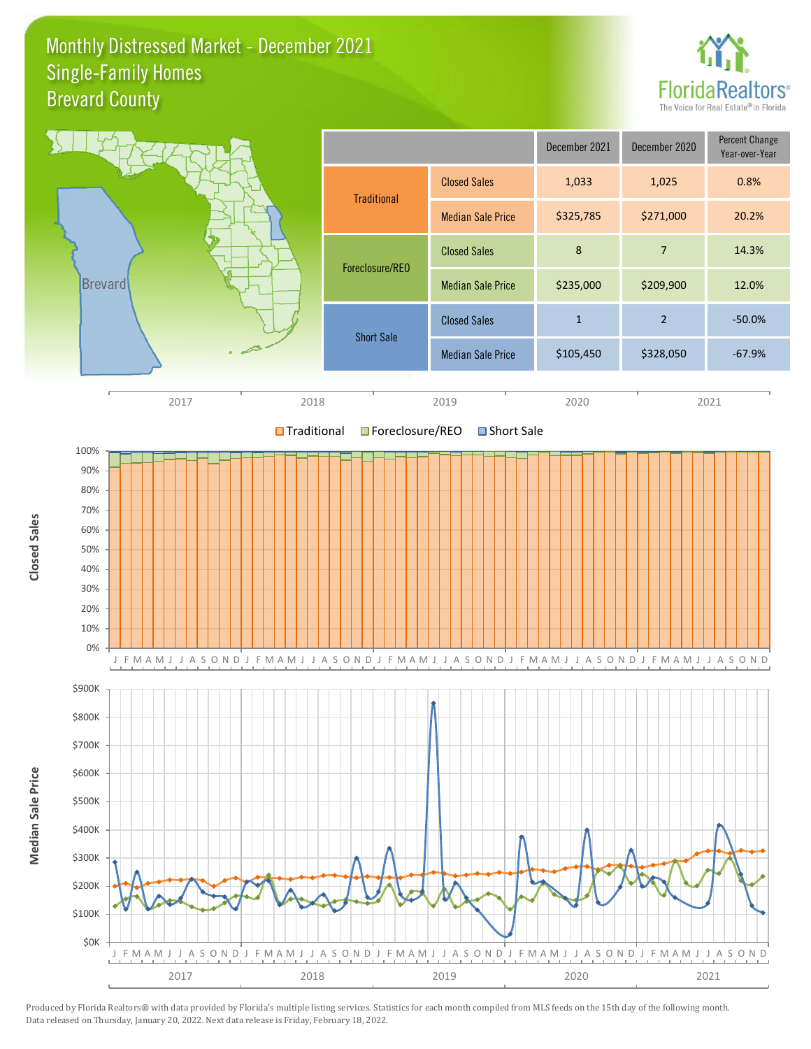# Monthly Distressed Market - December 2021
## Single-Family Homes
## Brevard County

FloridaRealtors®
The Voice for Real Estate® in Florida

Brevard

| | | December 2021 | December 2020 | Percent Change Year-over-Year |
|---|---|---|---|---|
| Traditional | Closed Sales | 1,033 | 1,025 | 0.8% |
| | Median Sale Price | $325,785 | $271,000 | 20.2% |
| Foreclosure/REO | Closed Sales | 8 | 7 | 14.3% |
| | Median Sale Price | $235,000 | $209,900 | 12.0% |
| Short Sale | Closed Sales | 1 | 2 | -50.0% |
| | Median Sale Price | $105,450 | $328,050 | -67.9% |

2017 2018 2019 2020 2021

Traditional Foreclosure/REO Short Sale

Closed Sales

100% 90% 80% 70% 60% 50% 40% 30% 20% 10% 0%

J F M A M J J A S O N D J F M A M J J A S O N D J F M A M J J A S O N D J F M A M J J A S O N D J F M A M J J A S O N D

Median Sale Price

$900K $800K $700K $600K $500K $400K $300K $200K $100K $0K

J F M A M J J A S O N D J F M A M J J A S O N D J F M A M J J A S O N D J F M A M J J A S O N D J F M A M J J A S O N D

2017 2018 2019 2020 2021

Produced by Florida Realtors® with data provided by Florida's multiple listing services. Statistics for each month compiled from MLS feeds on the 15th day of the following month. Data released on Thursday, January 20, 2022. Next data release is Friday, February 18, 2022.